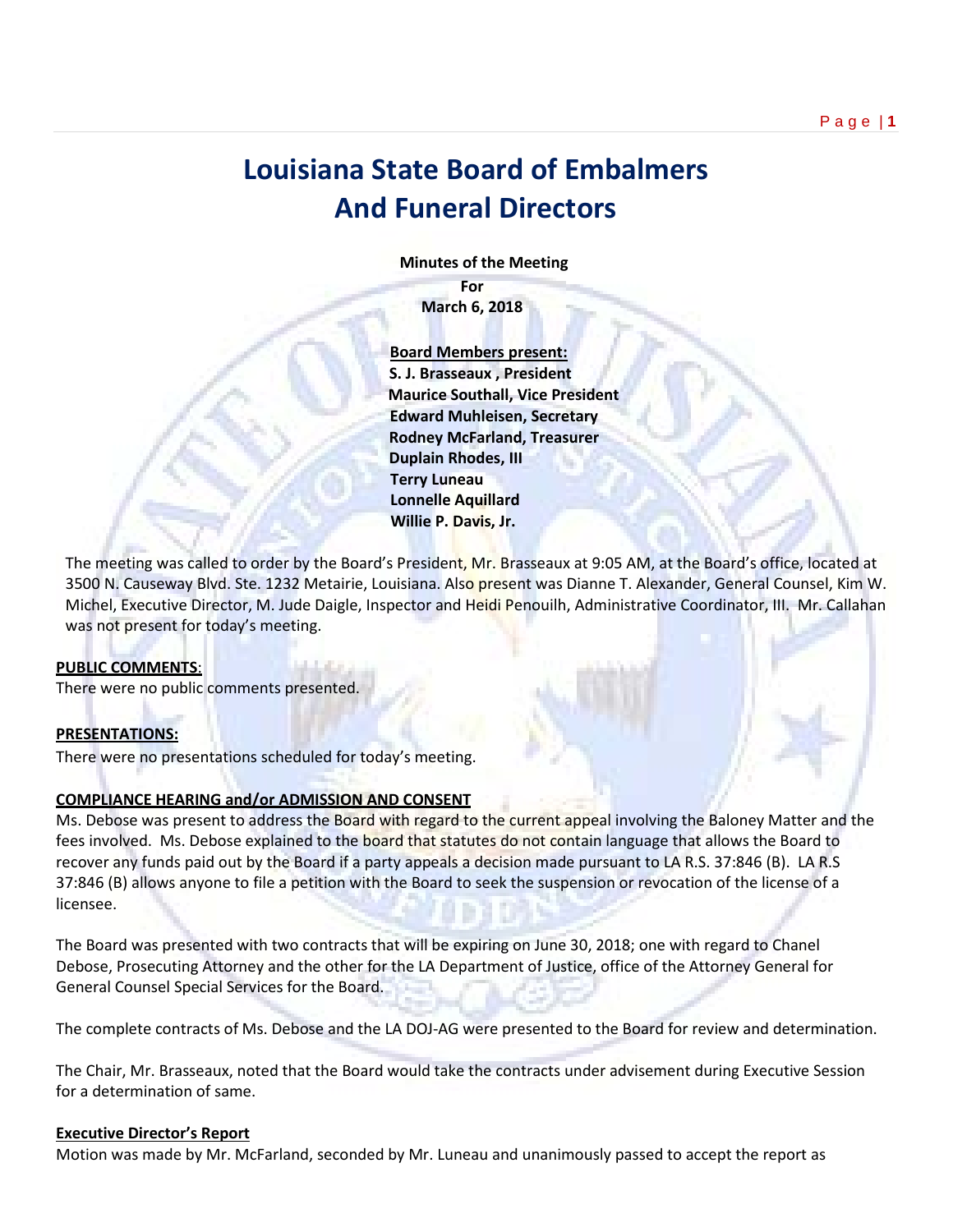# Louisiana State Board of Embalmers And Funeral Directors

**Minutes of the Meeting**
**For**
**March 6, 2018**

**Board Members present:**
**S. J. Brasseaux , President**
**Maurice Southall, Vice President**
**Edward Muhleisen, Secretary**
**Rodney McFarland, Treasurer**
**Duplain Rhodes, III**
**Terry Luneau**
**Lonnelle Aquillard**
**Willie P. Davis, Jr.**

The meeting was called to order by the Board's President, Mr. Brasseaux at 9:05 AM, at the Board's office, located at 3500 N. Causeway Blvd. Ste. 1232 Metairie, Louisiana. Also present was Dianne T. Alexander, General Counsel, Kim W. Michel, Executive Director, M. Jude Daigle, Inspector and Heidi Penouilh, Administrative Coordinator, III. Mr. Callahan was not present for today's meeting.

**PUBLIC COMMENTS**:
There were no public comments presented.

**PRESENTATIONS:**
There were no presentations scheduled for today's meeting.

**COMPLIANCE HEARING and/or ADMISSION AND CONSENT**
Ms. Debose was present to address the Board with regard to the current appeal involving the Baloney Matter and the fees involved. Ms. Debose explained to the board that statutes do not contain language that allows the Board to recover any funds paid out by the Board if a party appeals a decision made pursuant to LA R.S. 37:846 (B). LA R.S 37:846 (B) allows anyone to file a petition with the Board to seek the suspension or revocation of the license of a licensee.

The Board was presented with two contracts that will be expiring on June 30, 2018; one with regard to Chanel Debose, Prosecuting Attorney and the other for the LA Department of Justice, office of the Attorney General for General Counsel Special Services for the Board.

The complete contracts of Ms. Debose and the LA DOJ-AG were presented to the Board for review and determination.

The Chair, Mr. Brasseaux, noted that the Board would take the contracts under advisement during Executive Session for a determination of same.

**Executive Director's Report**
Motion was made by Mr. McFarland, seconded by Mr. Luneau and unanimously passed to accept the report as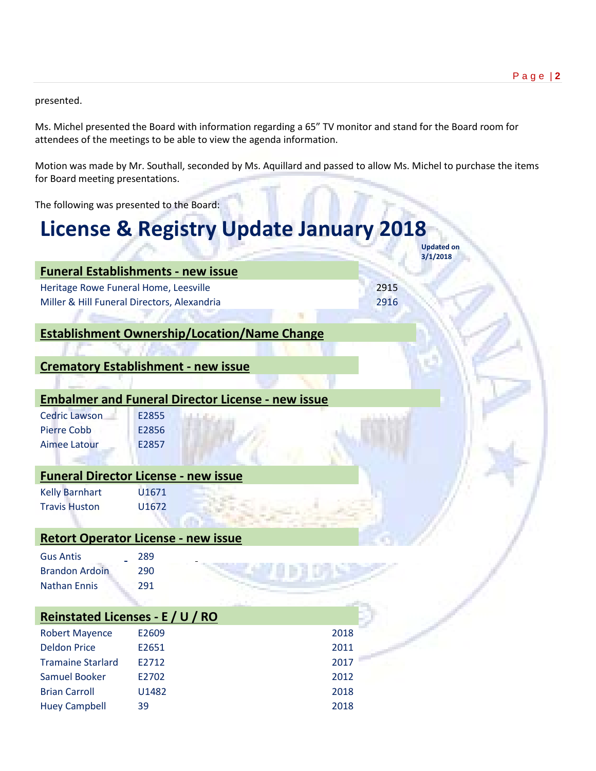presented.

Ms. Michel presented the Board with information regarding a 65" TV monitor and stand for the Board room for attendees of the meetings to be able to view the agenda information.

Motion was made by Mr. Southall, seconded by Ms. Aquillard and passed to allow Ms. Michel to purchase the items for Board meeting presentations.

The following was presented to the Board:

# License & Registry Update January 2018

**Updated on 3/1/2018**

## Funeral Establishments - new issue

| | |
|---|---|
| Heritage Rowe Funeral Home, Leesville | 2915 |
| Miller & Hill Funeral Directors, Alexandria | 2916 |

## Establishment Ownership/Location/Name Change

## Crematory Establishment - new issue

## Embalmer and Funeral Director License - new issue

| | |
|---|---|
| Cedric Lawson | E2855 |
| Pierre Cobb | E2856 |
| Aimee Latour | E2857 |

## Funeral Director License - new issue

| | |
|---|---|
| Kelly Barnhart | U1671 |
| Travis Huston | U1672 |

## Retort Operator License - new issue

| | |
|---|---|
| Gus Antis | 289 |
| Brandon Ardoin | 290 |
| Nathan Ennis | 291 |

## Reinstated Licenses - E / U / RO

| | | |
|---|---|---|
| Robert Mayence | E2609 | 2018 |
| Deldon Price | E2651 | 2011 |
| Tramaine Starlard | E2712 | 2017 |
| Samuel Booker | E2702 | 2012 |
| Brian Carroll | U1482 | 2018 |
| Huey Campbell | 39 | 2018 |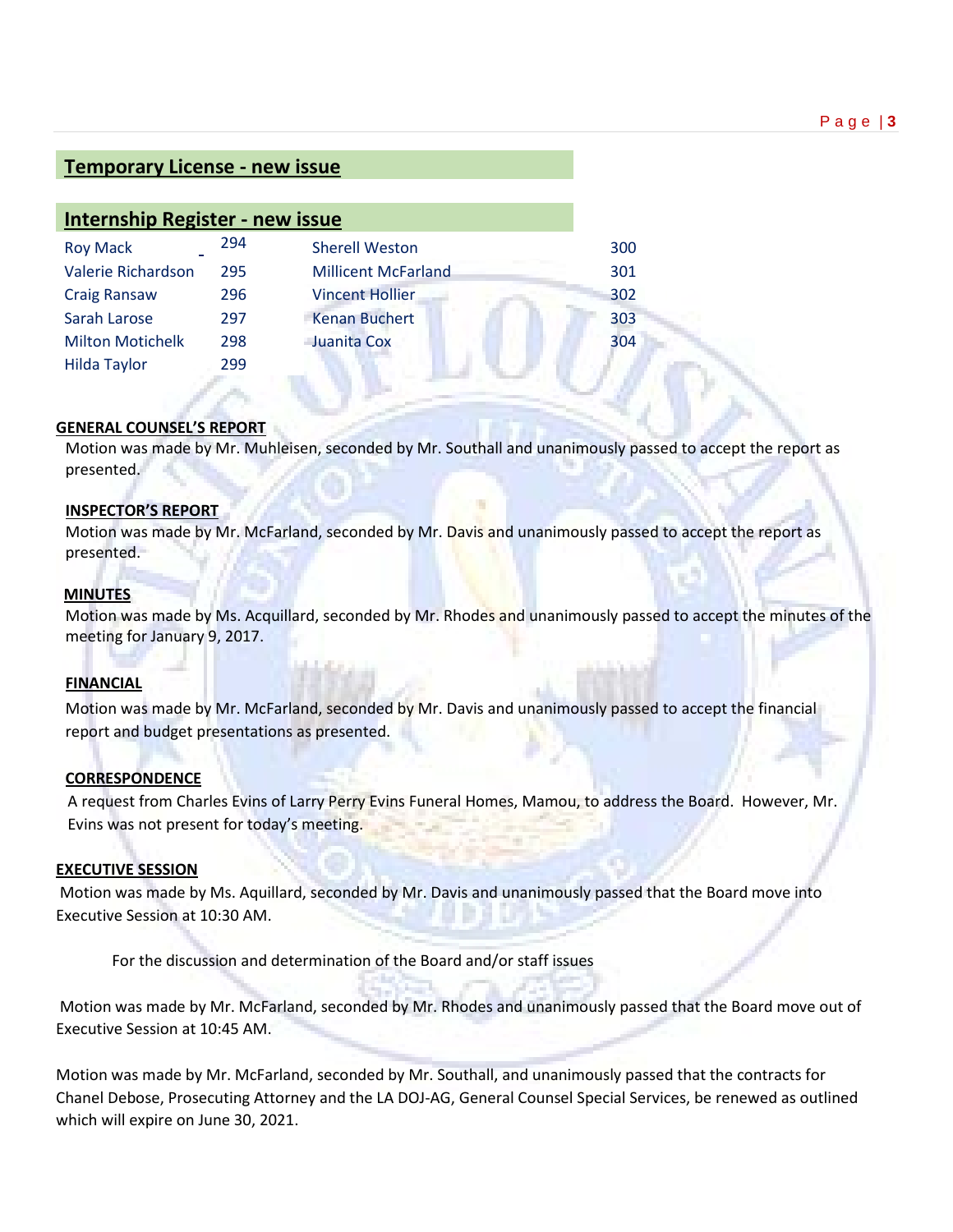## Temporary License - new issue

## Internship Register - new issue

| | | | |
|---|---|---|---|
| Roy Mack | 294 | Sherell Weston | 300 |
| Valerie Richardson | 295 | Millicent McFarland | 301 |
| Craig Ransaw | 296 | Vincent Hollier | 302 |
| Sarah Larose | 297 | Kenan Buchert | 303 |
| Milton Motichelk | 298 | Juanita Cox | 304 |
| Hilda Taylor | 299 | | |

**GENERAL COUNSEL'S REPORT**

Motion was made by Mr. Muhleisen, seconded by Mr. Southall and unanimously passed to accept the report as presented.

**INSPECTOR'S REPORT**

Motion was made by Mr. McFarland, seconded by Mr. Davis and unanimously passed to accept the report as presented.

**MINUTES**

Motion was made by Ms. Acquillard, seconded by Mr. Rhodes and unanimously passed to accept the minutes of the meeting for January 9, 2017.

**FINANCIAL**

Motion was made by Mr. McFarland, seconded by Mr. Davis and unanimously passed to accept the financial report and budget presentations as presented.

**CORRESPONDENCE**

A request from Charles Evins of Larry Perry Evins Funeral Homes, Mamou, to address the Board. However, Mr. Evins was not present for today's meeting.

**EXECUTIVE SESSION**

Motion was made by Ms. Aquillard, seconded by Mr. Davis and unanimously passed that the Board move into Executive Session at 10:30 AM.

For the discussion and determination of the Board and/or staff issues

Motion was made by Mr. McFarland, seconded by Mr. Rhodes and unanimously passed that the Board move out of Executive Session at 10:45 AM.

Motion was made by Mr. McFarland, seconded by Mr. Southall, and unanimously passed that the contracts for Chanel Debose, Prosecuting Attorney and the LA DOJ-AG, General Counsel Special Services, be renewed as outlined which will expire on June 30, 2021.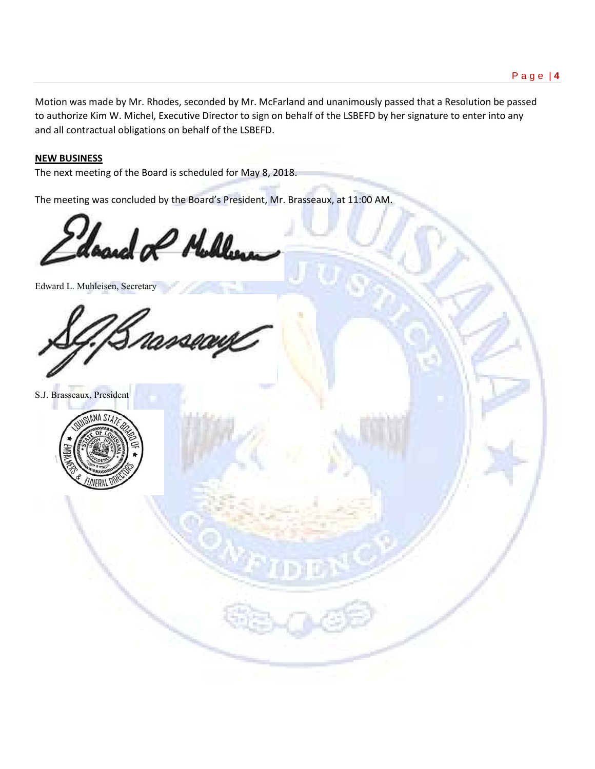Motion was made by Mr. Rhodes, seconded by Mr. McFarland and unanimously passed that a Resolution be passed to authorize Kim W. Michel, Executive Director to sign on behalf of the LSBEFD by her signature to enter into any and all contractual obligations on behalf of the LSBEFD.

**NEW BUSINESS**

The next meeting of the Board is scheduled for May 8, 2018.

The meeting was concluded by the Board's President, Mr. Brasseaux, at 11:00 AM.

Edward L. Muhleisen, Secretary

S.J. Brasseaux, President